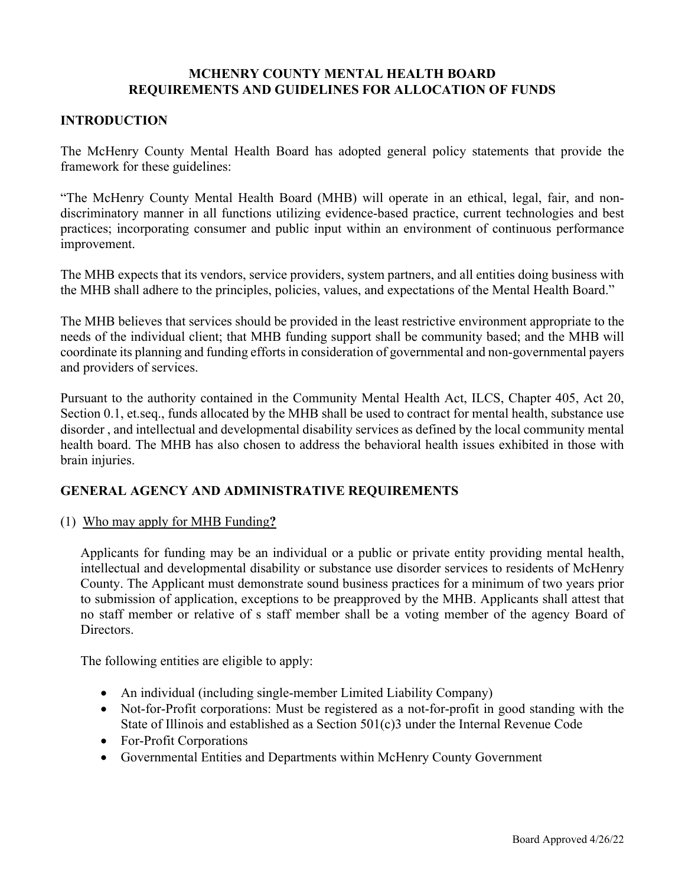# MCHENRY COUNTY MENTAL HEALTH BOARD
# REQUIREMENTS AND GUIDELINES FOR ALLOCATION OF FUNDS

## INTRODUCTION

The McHenry County Mental Health Board has adopted general policy statements that provide the framework for these guidelines:

"The McHenry County Mental Health Board (MHB) will operate in an ethical, legal, fair, and non-discriminatory manner in all functions utilizing evidence-based practice, current technologies and best practices; incorporating consumer and public input within an environment of continuous performance improvement.

The MHB expects that its vendors, service providers, system partners, and all entities doing business with the MHB shall adhere to the principles, policies, values, and expectations of the Mental Health Board."

The MHB believes that services should be provided in the least restrictive environment appropriate to the needs of the individual client; that MHB funding support shall be community based; and the MHB will coordinate its planning and funding efforts in consideration of governmental and non-governmental payers and providers of services.

Pursuant to the authority contained in the Community Mental Health Act, ILCS, Chapter 405, Act 20, Section 0.1, et.seq., funds allocated by the MHB shall be used to contract for mental health, substance use disorder , and intellectual and developmental disability services as defined by the local community mental health board. The MHB has also chosen to address the behavioral health issues exhibited in those with brain injuries.

## GENERAL AGENCY AND ADMINISTRATIVE REQUIREMENTS

(1) <u>Who may apply for MHB Funding</u>**?**

Applicants for funding may be an individual or a public or private entity providing mental health, intellectual and developmental disability or substance use disorder services to residents of McHenry County. The Applicant must demonstrate sound business practices for a minimum of two years prior to submission of application, exceptions to be preapproved by the MHB. Applicants shall attest that no staff member or relative of s staff member shall be a voting member of the agency Board of Directors.

The following entities are eligible to apply:

- An individual (including single-member Limited Liability Company)
- Not-for-Profit corporations: Must be registered as a not-for-profit in good standing with the State of Illinois and established as a Section 501(c)3 under the Internal Revenue Code
- For-Profit Corporations
- Governmental Entities and Departments within McHenry County Government

Board Approved 4/26/22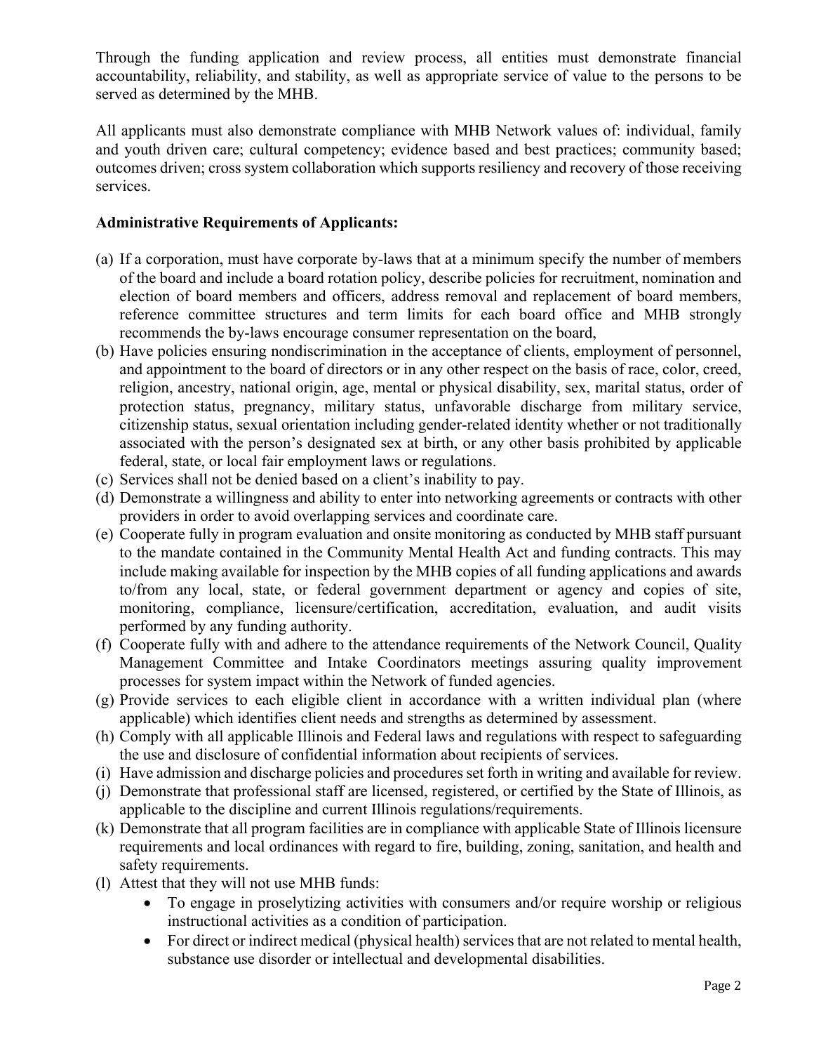Through the funding application and review process, all entities must demonstrate financial accountability, reliability, and stability, as well as appropriate service of value to the persons to be served as determined by the MHB.

All applicants must also demonstrate compliance with MHB Network values of: individual, family and youth driven care; cultural competency; evidence based and best practices; community based; outcomes driven; cross system collaboration which supports resiliency and recovery of those receiving services.

**Administrative Requirements of Applicants:**

(a) If a corporation, must have corporate by-laws that at a minimum specify the number of members of the board and include a board rotation policy, describe policies for recruitment, nomination and election of board members and officers, address removal and replacement of board members, reference committee structures and term limits for each board office and MHB strongly recommends the by-laws encourage consumer representation on the board,

(b) Have policies ensuring nondiscrimination in the acceptance of clients, employment of personnel, and appointment to the board of directors or in any other respect on the basis of race, color, creed, religion, ancestry, national origin, age, mental or physical disability, sex, marital status, order of protection status, pregnancy, military status, unfavorable discharge from military service, citizenship status, sexual orientation including gender-related identity whether or not traditionally associated with the person's designated sex at birth, or any other basis prohibited by applicable federal, state, or local fair employment laws or regulations.

(c) Services shall not be denied based on a client's inability to pay.

(d) Demonstrate a willingness and ability to enter into networking agreements or contracts with other providers in order to avoid overlapping services and coordinate care.

(e) Cooperate fully in program evaluation and onsite monitoring as conducted by MHB staff pursuant to the mandate contained in the Community Mental Health Act and funding contracts. This may include making available for inspection by the MHB copies of all funding applications and awards to/from any local, state, or federal government department or agency and copies of site, monitoring, compliance, licensure/certification, accreditation, evaluation, and audit visits performed by any funding authority.

(f) Cooperate fully with and adhere to the attendance requirements of the Network Council, Quality Management Committee and Intake Coordinators meetings assuring quality improvement processes for system impact within the Network of funded agencies.

(g) Provide services to each eligible client in accordance with a written individual plan (where applicable) which identifies client needs and strengths as determined by assessment.

(h) Comply with all applicable Illinois and Federal laws and regulations with respect to safeguarding the use and disclosure of confidential information about recipients of services.

(i) Have admission and discharge policies and procedures set forth in writing and available for review.

(j) Demonstrate that professional staff are licensed, registered, or certified by the State of Illinois, as applicable to the discipline and current Illinois regulations/requirements.

(k) Demonstrate that all program facilities are in compliance with applicable State of Illinois licensure requirements and local ordinances with regard to fire, building, zoning, sanitation, and health and safety requirements.

(l) Attest that they will not use MHB funds:
- To engage in proselytizing activities with consumers and/or require worship or religious instructional activities as a condition of participation.
- For direct or indirect medical (physical health) services that are not related to mental health, substance use disorder or intellectual and developmental disabilities.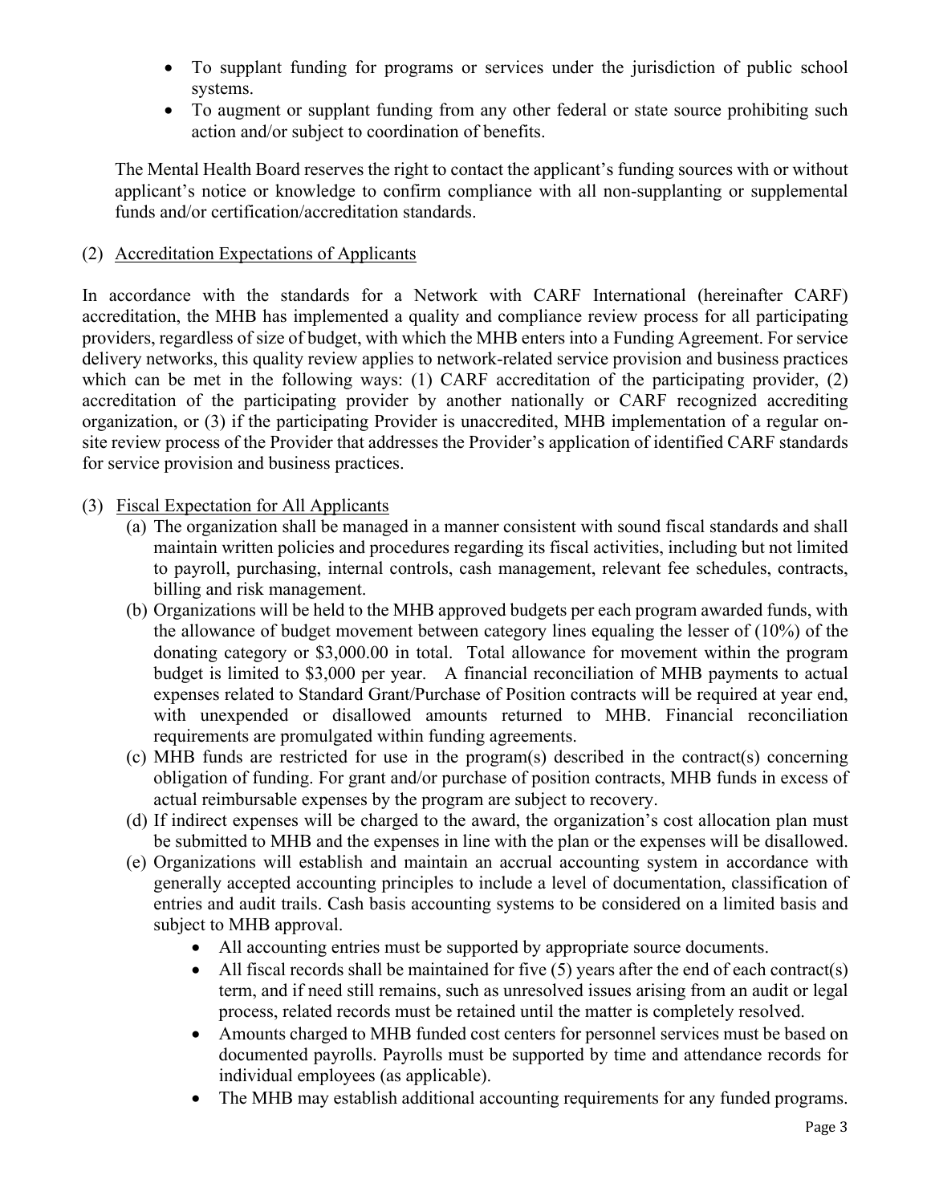- To supplant funding for programs or services under the jurisdiction of public school systems.
- To augment or supplant funding from any other federal or state source prohibiting such action and/or subject to coordination of benefits.

The Mental Health Board reserves the right to contact the applicant's funding sources with or without applicant's notice or knowledge to confirm compliance with all non-supplanting or supplemental funds and/or certification/accreditation standards.

(2) Accreditation Expectations of Applicants

In accordance with the standards for a Network with CARF International (hereinafter CARF) accreditation, the MHB has implemented a quality and compliance review process for all participating providers, regardless of size of budget, with which the MHB enters into a Funding Agreement. For service delivery networks, this quality review applies to network-related service provision and business practices which can be met in the following ways: (1) CARF accreditation of the participating provider, (2) accreditation of the participating provider by another nationally or CARF recognized accrediting organization, or (3) if the participating Provider is unaccredited, MHB implementation of a regular on-site review process of the Provider that addresses the Provider's application of identified CARF standards for service provision and business practices.

(3) Fiscal Expectation for All Applicants

(a) The organization shall be managed in a manner consistent with sound fiscal standards and shall maintain written policies and procedures regarding its fiscal activities, including but not limited to payroll, purchasing, internal controls, cash management, relevant fee schedules, contracts, billing and risk management.

(b) Organizations will be held to the MHB approved budgets per each program awarded funds, with the allowance of budget movement between category lines equaling the lesser of (10%) of the donating category or $3,000.00 in total. Total allowance for movement within the program budget is limited to $3,000 per year. A financial reconciliation of MHB payments to actual expenses related to Standard Grant/Purchase of Position contracts will be required at year end, with unexpended or disallowed amounts returned to MHB. Financial reconciliation requirements are promulgated within funding agreements.

(c) MHB funds are restricted for use in the program(s) described in the contract(s) concerning obligation of funding. For grant and/or purchase of position contracts, MHB funds in excess of actual reimbursable expenses by the program are subject to recovery.

(d) If indirect expenses will be charged to the award, the organization's cost allocation plan must be submitted to MHB and the expenses in line with the plan or the expenses will be disallowed.

(e) Organizations will establish and maintain an accrual accounting system in accordance with generally accepted accounting principles to include a level of documentation, classification of entries and audit trails. Cash basis accounting systems to be considered on a limited basis and subject to MHB approval.

- All accounting entries must be supported by appropriate source documents.
- All fiscal records shall be maintained for five (5) years after the end of each contract(s) term, and if need still remains, such as unresolved issues arising from an audit or legal process, related records must be retained until the matter is completely resolved.
- Amounts charged to MHB funded cost centers for personnel services must be based on documented payrolls. Payrolls must be supported by time and attendance records for individual employees (as applicable).
- The MHB may establish additional accounting requirements for any funded programs.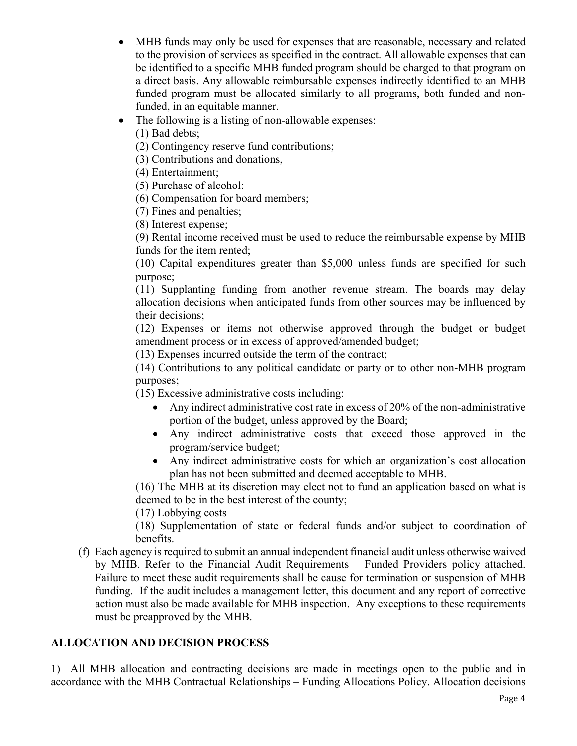- MHB funds may only be used for expenses that are reasonable, necessary and related to the provision of services as specified in the contract. All allowable expenses that can be identified to a specific MHB funded program should be charged to that program on a direct basis. Any allowable reimbursable expenses indirectly identified to an MHB funded program must be allocated similarly to all programs, both funded and non-funded, in an equitable manner.
- The following is a listing of non-allowable expenses:

  (1) Bad debts;

  (2) Contingency reserve fund contributions;

  (3) Contributions and donations,

  (4) Entertainment;

  (5) Purchase of alcohol:

  (6) Compensation for board members;

  (7) Fines and penalties;

  (8) Interest expense;

  (9) Rental income received must be used to reduce the reimbursable expense by MHB funds for the item rented;

  (10) Capital expenditures greater than $5,000 unless funds are specified for such purpose;

  (11) Supplanting funding from another revenue stream. The boards may delay allocation decisions when anticipated funds from other sources may be influenced by their decisions;

  (12) Expenses or items not otherwise approved through the budget or budget amendment process or in excess of approved/amended budget;

  (13) Expenses incurred outside the term of the contract;

  (14) Contributions to any political candidate or party or to other non-MHB program purposes;

  (15) Excessive administrative costs including:

  - Any indirect administrative cost rate in excess of 20% of the non-administrative portion of the budget, unless approved by the Board;
  - Any indirect administrative costs that exceed those approved in the program/service budget;
  - Any indirect administrative costs for which an organization's cost allocation plan has not been submitted and deemed acceptable to MHB.

  (16) The MHB at its discretion may elect not to fund an application based on what is deemed to be in the best interest of the county;

  (17) Lobbying costs

  (18) Supplementation of state or federal funds and/or subject to coordination of benefits.

(f) Each agency is required to submit an annual independent financial audit unless otherwise waived by MHB. Refer to the Financial Audit Requirements – Funded Providers policy attached. Failure to meet these audit requirements shall be cause for termination or suspension of MHB funding. If the audit includes a management letter, this document and any report of corrective action must also be made available for MHB inspection. Any exceptions to these requirements must be preapproved by the MHB.

## ALLOCATION AND DECISION PROCESS

1) All MHB allocation and contracting decisions are made in meetings open to the public and in accordance with the MHB Contractual Relationships – Funding Allocations Policy. Allocation decisions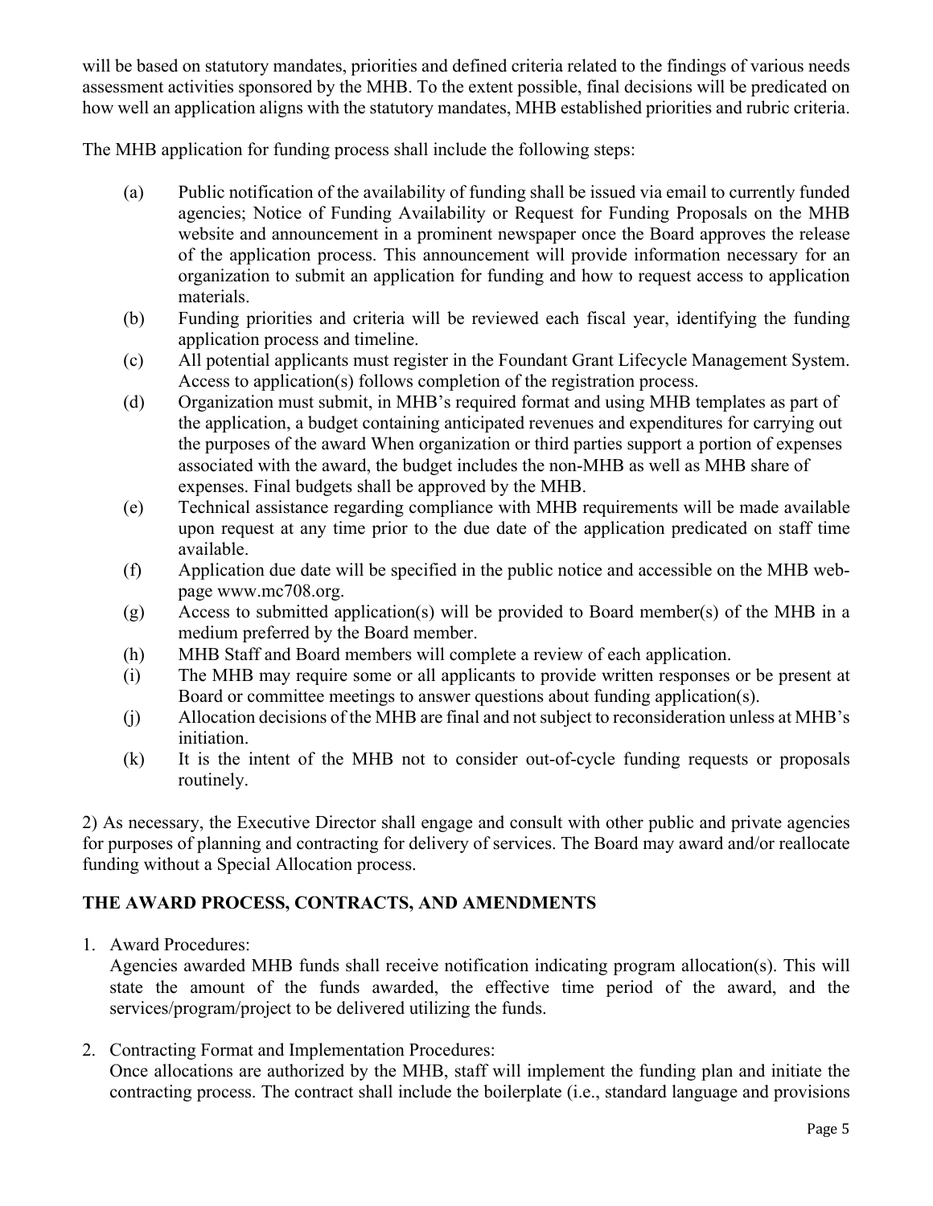will be based on statutory mandates, priorities and defined criteria related to the findings of various needs assessment activities sponsored by the MHB. To the extent possible, final decisions will be predicated on how well an application aligns with the statutory mandates, MHB established priorities and rubric criteria.

The MHB application for funding process shall include the following steps:

(a) Public notification of the availability of funding shall be issued via email to currently funded agencies; Notice of Funding Availability or Request for Funding Proposals on the MHB website and announcement in a prominent newspaper once the Board approves the release of the application process. This announcement will provide information necessary for an organization to submit an application for funding and how to request access to application materials.

(b) Funding priorities and criteria will be reviewed each fiscal year, identifying the funding application process and timeline.

(c) All potential applicants must register in the Foundant Grant Lifecycle Management System. Access to application(s) follows completion of the registration process.

(d) Organization must submit, in MHB's required format and using MHB templates as part of the application, a budget containing anticipated revenues and expenditures for carrying out the purposes of the award When organization or third parties support a portion of expenses associated with the award, the budget includes the non-MHB as well as MHB share of expenses. Final budgets shall be approved by the MHB.

(e) Technical assistance regarding compliance with MHB requirements will be made available upon request at any time prior to the due date of the application predicated on staff time available.

(f) Application due date will be specified in the public notice and accessible on the MHB web-page www.mc708.org.

(g) Access to submitted application(s) will be provided to Board member(s) of the MHB in a medium preferred by the Board member.

(h) MHB Staff and Board members will complete a review of each application.

(i) The MHB may require some or all applicants to provide written responses or be present at Board or committee meetings to answer questions about funding application(s).

(j) Allocation decisions of the MHB are final and not subject to reconsideration unless at MHB's initiation.

(k) It is the intent of the MHB not to consider out-of-cycle funding requests or proposals routinely.

2) As necessary, the Executive Director shall engage and consult with other public and private agencies for purposes of planning and contracting for delivery of services. The Board may award and/or reallocate funding without a Special Allocation process.

## THE AWARD PROCESS, CONTRACTS, AND AMENDMENTS

1. Award Procedures:
   Agencies awarded MHB funds shall receive notification indicating program allocation(s). This will state the amount of the funds awarded, the effective time period of the award, and the services/program/project to be delivered utilizing the funds.

2. Contracting Format and Implementation Procedures:
   Once allocations are authorized by the MHB, staff will implement the funding plan and initiate the contracting process. The contract shall include the boilerplate (i.e., standard language and provisions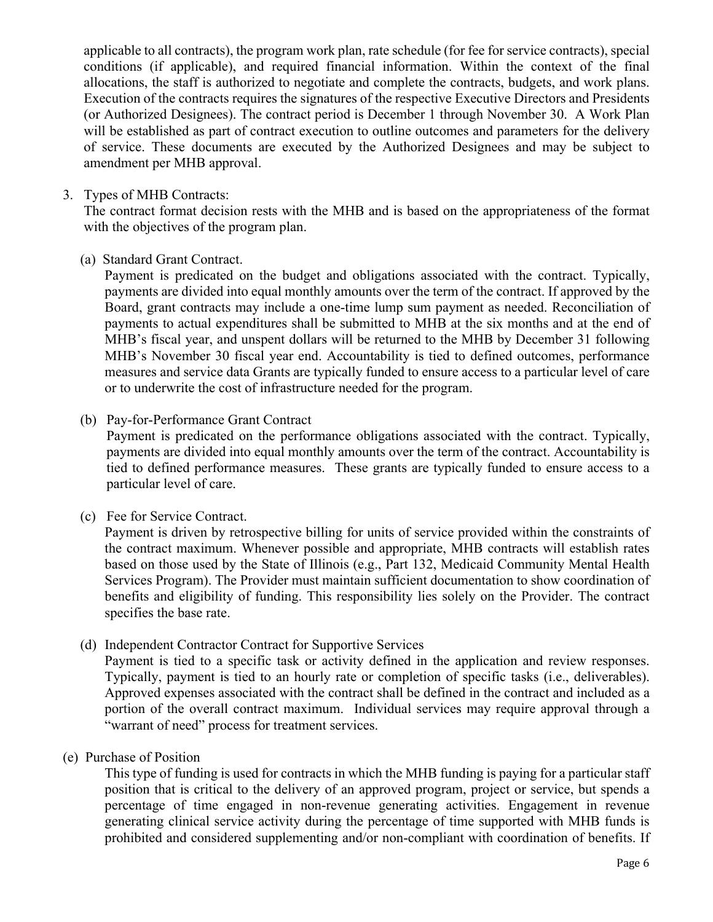applicable to all contracts), the program work plan, rate schedule (for fee for service contracts), special conditions (if applicable), and required financial information. Within the context of the final allocations, the staff is authorized to negotiate and complete the contracts, budgets, and work plans. Execution of the contracts requires the signatures of the respective Executive Directors and Presidents (or Authorized Designees). The contract period is December 1 through November 30. A Work Plan will be established as part of contract execution to outline outcomes and parameters for the delivery of service. These documents are executed by the Authorized Designees and may be subject to amendment per MHB approval.

3. Types of MHB Contracts:
   The contract format decision rests with the MHB and is based on the appropriateness of the format with the objectives of the program plan.

   (a) Standard Grant Contract.
   Payment is predicated on the budget and obligations associated with the contract. Typically, payments are divided into equal monthly amounts over the term of the contract. If approved by the Board, grant contracts may include a one-time lump sum payment as needed. Reconciliation of payments to actual expenditures shall be submitted to MHB at the six months and at the end of MHB's fiscal year, and unspent dollars will be returned to the MHB by December 31 following MHB's November 30 fiscal year end. Accountability is tied to defined outcomes, performance measures and service data Grants are typically funded to ensure access to a particular level of care or to underwrite the cost of infrastructure needed for the program.

   (b) Pay-for-Performance Grant Contract
   Payment is predicated on the performance obligations associated with the contract. Typically, payments are divided into equal monthly amounts over the term of the contract. Accountability is tied to defined performance measures. These grants are typically funded to ensure access to a particular level of care.

   (c) Fee for Service Contract.
   Payment is driven by retrospective billing for units of service provided within the constraints of the contract maximum. Whenever possible and appropriate, MHB contracts will establish rates based on those used by the State of Illinois (e.g., Part 132, Medicaid Community Mental Health Services Program). The Provider must maintain sufficient documentation to show coordination of benefits and eligibility of funding. This responsibility lies solely on the Provider. The contract specifies the base rate.

   (d) Independent Contractor Contract for Supportive Services
   Payment is tied to a specific task or activity defined in the application and review responses. Typically, payment is tied to an hourly rate or completion of specific tasks (i.e., deliverables). Approved expenses associated with the contract shall be defined in the contract and included as a portion of the overall contract maximum. Individual services may require approval through a "warrant of need" process for treatment services.

(e) Purchase of Position
   This type of funding is used for contracts in which the MHB funding is paying for a particular staff position that is critical to the delivery of an approved program, project or service, but spends a percentage of time engaged in non-revenue generating activities. Engagement in revenue generating clinical service activity during the percentage of time supported with MHB funds is prohibited and considered supplementing and/or non-compliant with coordination of benefits. If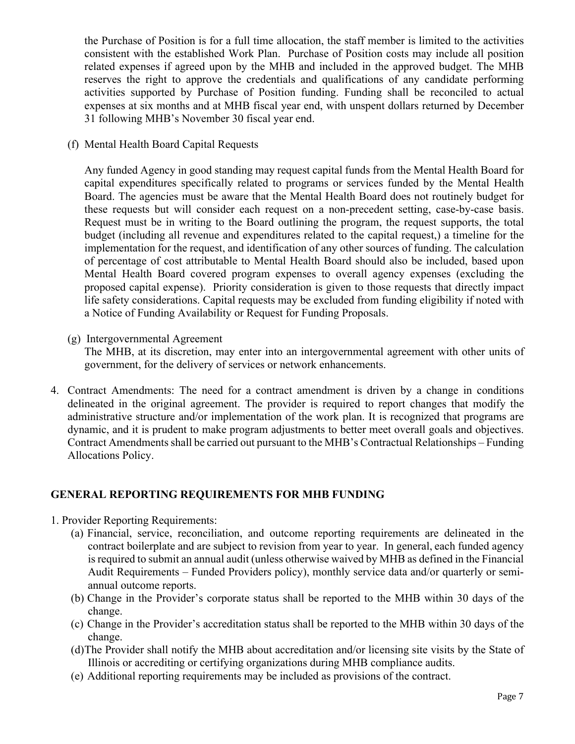the Purchase of Position is for a full time allocation, the staff member is limited to the activities consistent with the established Work Plan. Purchase of Position costs may include all position related expenses if agreed upon by the MHB and included in the approved budget. The MHB reserves the right to approve the credentials and qualifications of any candidate performing activities supported by Purchase of Position funding. Funding shall be reconciled to actual expenses at six months and at MHB fiscal year end, with unspent dollars returned by December 31 following MHB's November 30 fiscal year end.

(f) Mental Health Board Capital Requests

Any funded Agency in good standing may request capital funds from the Mental Health Board for capital expenditures specifically related to programs or services funded by the Mental Health Board. The agencies must be aware that the Mental Health Board does not routinely budget for these requests but will consider each request on a non-precedent setting, case-by-case basis. Request must be in writing to the Board outlining the program, the request supports, the total budget (including all revenue and expenditures related to the capital request,) a timeline for the implementation for the request, and identification of any other sources of funding. The calculation of percentage of cost attributable to Mental Health Board should also be included, based upon Mental Health Board covered program expenses to overall agency expenses (excluding the proposed capital expense). Priority consideration is given to those requests that directly impact life safety considerations. Capital requests may be excluded from funding eligibility if noted with a Notice of Funding Availability or Request for Funding Proposals.

(g) Intergovernmental Agreement
The MHB, at its discretion, may enter into an intergovernmental agreement with other units of government, for the delivery of services or network enhancements.

4. Contract Amendments: The need for a contract amendment is driven by a change in conditions delineated in the original agreement. The provider is required to report changes that modify the administrative structure and/or implementation of the work plan. It is recognized that programs are dynamic, and it is prudent to make program adjustments to better meet overall goals and objectives. Contract Amendments shall be carried out pursuant to the MHB's Contractual Relationships – Funding Allocations Policy.

## GENERAL REPORTING REQUIREMENTS FOR MHB FUNDING

1. Provider Reporting Requirements:
   (a) Financial, service, reconciliation, and outcome reporting requirements are delineated in the contract boilerplate and are subject to revision from year to year. In general, each funded agency is required to submit an annual audit (unless otherwise waived by MHB as defined in the Financial Audit Requirements – Funded Providers policy), monthly service data and/or quarterly or semi-annual outcome reports.
   (b) Change in the Provider's corporate status shall be reported to the MHB within 30 days of the change.
   (c) Change in the Provider's accreditation status shall be reported to the MHB within 30 days of the change.
   (d) The Provider shall notify the MHB about accreditation and/or licensing site visits by the State of Illinois or accrediting or certifying organizations during MHB compliance audits.
   (e) Additional reporting requirements may be included as provisions of the contract.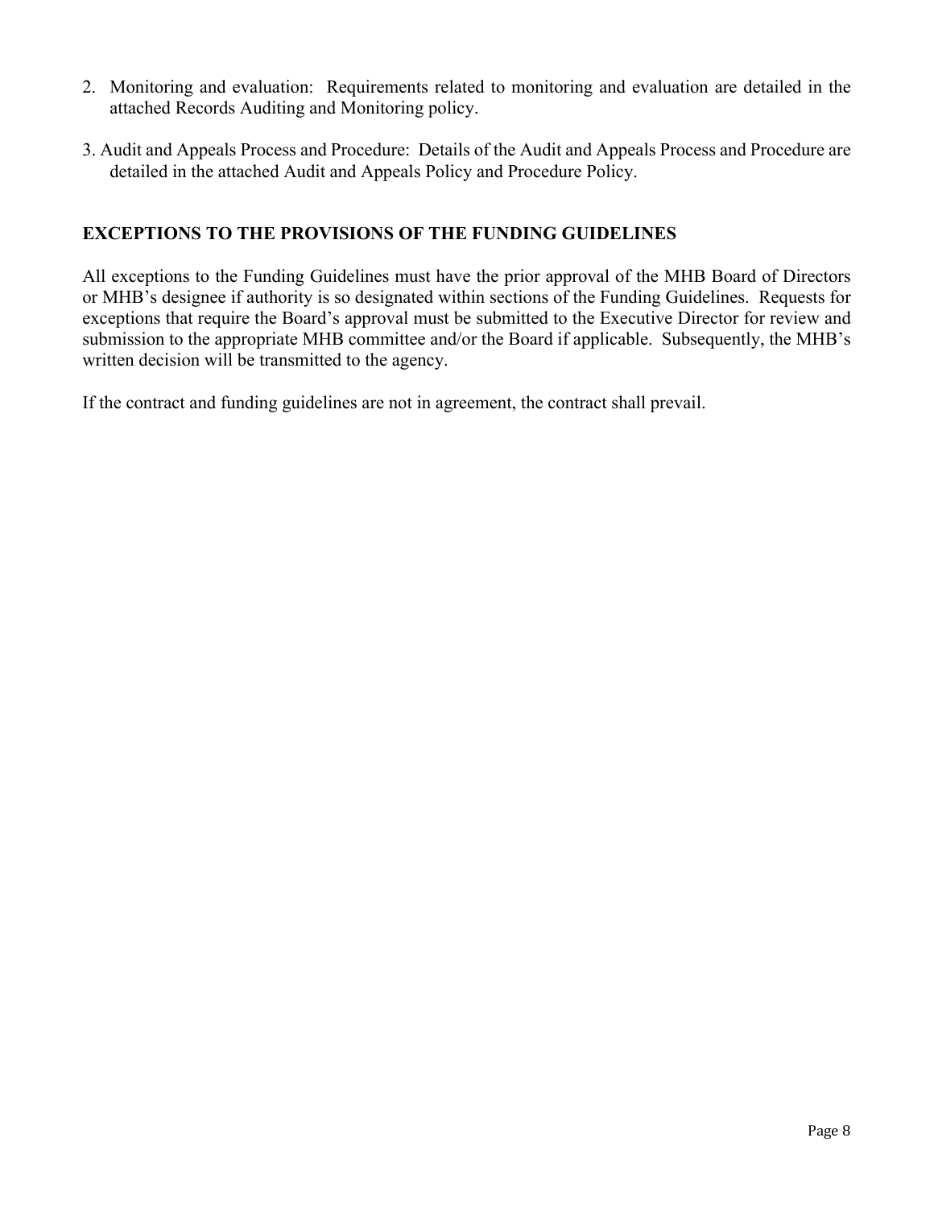2. Monitoring and evaluation: Requirements related to monitoring and evaluation are detailed in the attached Records Auditing and Monitoring policy.

3. Audit and Appeals Process and Procedure: Details of the Audit and Appeals Process and Procedure are detailed in the attached Audit and Appeals Policy and Procedure Policy.

## EXCEPTIONS TO THE PROVISIONS OF THE FUNDING GUIDELINES

All exceptions to the Funding Guidelines must have the prior approval of the MHB Board of Directors or MHB's designee if authority is so designated within sections of the Funding Guidelines. Requests for exceptions that require the Board's approval must be submitted to the Executive Director for review and submission to the appropriate MHB committee and/or the Board if applicable. Subsequently, the MHB's written decision will be transmitted to the agency.

If the contract and funding guidelines are not in agreement, the contract shall prevail.